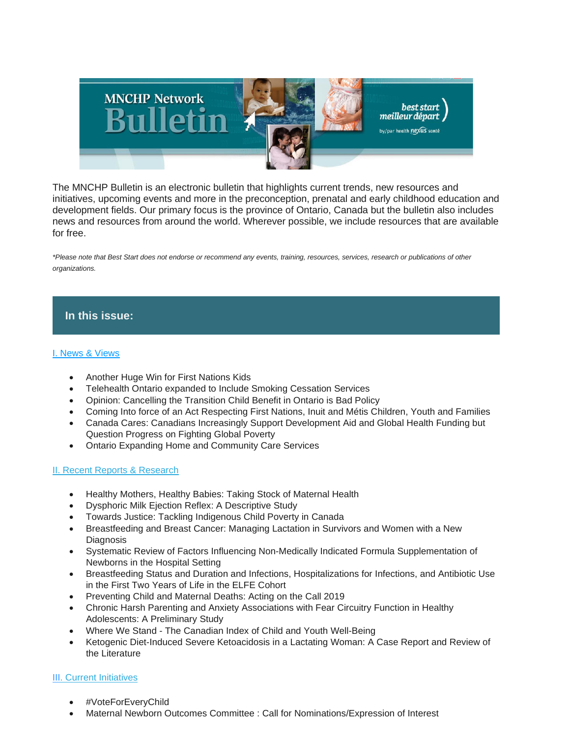The MNCHP Bulletin is an electronic bulletin that highlights current trends, new resources and initiatives, upcoming events and more in the preconception, prenatal and early childhood education and development fields. Our primary focus is the province of Ontario, Canada but the bulletin also includes news and resources from around the world. Wherever possible, we include resources that are available for free.

*\*Please note that Best Start does not endorse or recommend any events, training, resources, services, research or publications of other organizations.*

## In this issue:

[I. News & Views]

- Another Huge Win for First Nations Kids
- Telehealth Ontario expanded to Include Smoking Cessation Services
- Opinion: Cancelling the Transition Child Benefit in Ontario is Bad Policy
- Coming Into force of an Act Respecting First Nations, Inuit and Métis Children, Youth and Families
- Canada Cares: Canadians Increasingly Support Development Aid and Global Health Funding but Question Progress on Fighting Global Poverty
- Ontario Expanding Home and Community Care Services

[II. Recent Reports & Research]

- Healthy Mothers, Healthy Babies: Taking Stock of Maternal Health
- Dysphoric Milk Ejection Reflex: A Descriptive Study
- Towards Justice: Tackling Indigenous Child Poverty in Canada
- Breastfeeding and Breast Cancer: Managing Lactation in Survivors and Women with a New Diagnosis
- Systematic Review of Factors Influencing Non-Medically Indicated Formula Supplementation of Newborns in the Hospital Setting
- Breastfeeding Status and Duration and Infections, Hospitalizations for Infections, and Antibiotic Use in the First Two Years of Life in the ELFE Cohort
- Preventing Child and Maternal Deaths: Acting on the Call 2019
- Chronic Harsh Parenting and Anxiety Associations with Fear Circuitry Function in Healthy Adolescents: A Preliminary Study
- Where We Stand - The Canadian Index of Child and Youth Well-Being
- Ketogenic Diet-Induced Severe Ketoacidosis in a Lactating Woman: A Case Report and Review of the Literature

[III. Current Initiatives]

- #VoteForEveryChild
- Maternal Newborn Outcomes Committee : Call for Nominations/Expression of Interest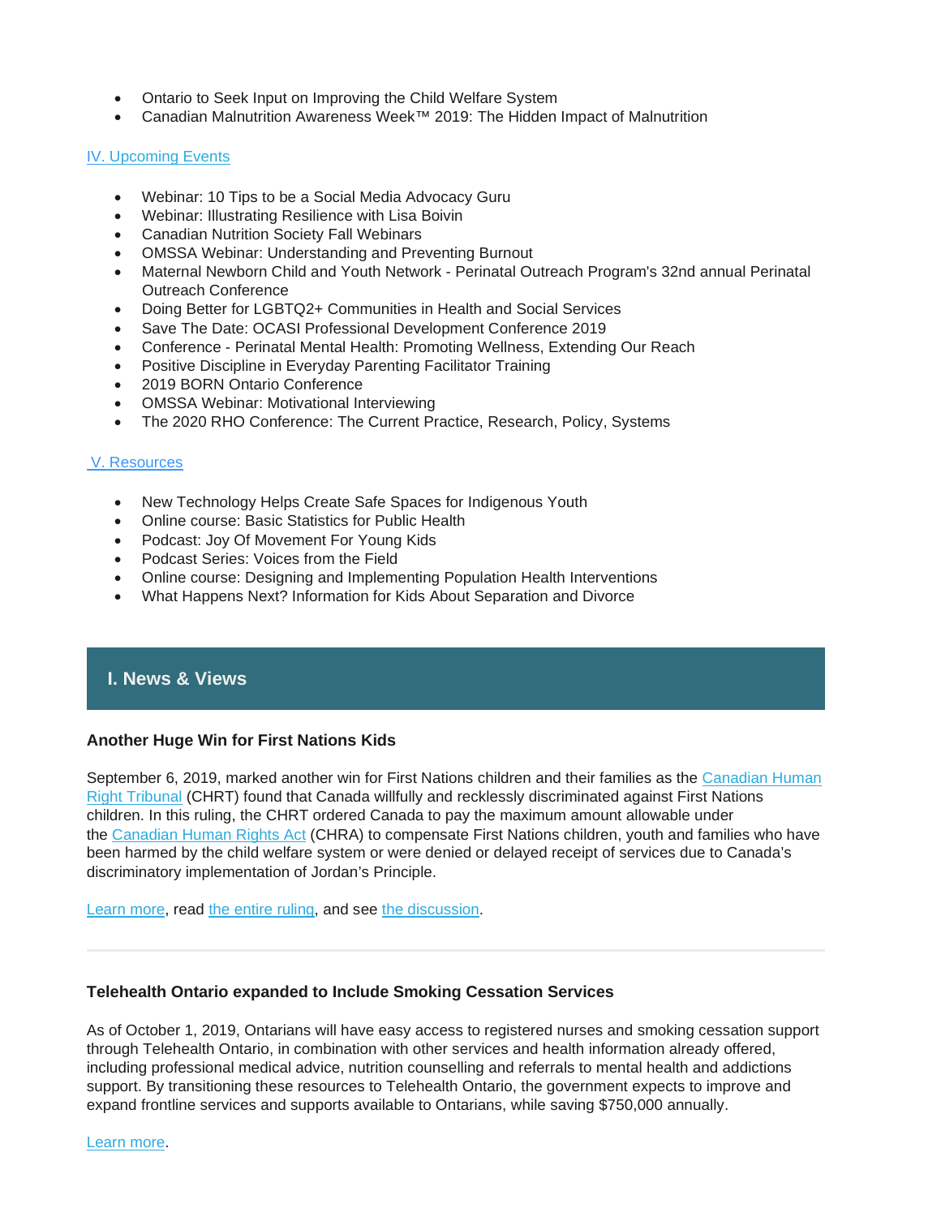- Ontario to Seek Input on Improving the Child Welfare System
- Canadian Malnutrition Awareness Week™ 2019: The Hidden Impact of Malnutrition

[IV. Upcoming Events]

- Webinar: 10 Tips to be a Social Media Advocacy Guru
- Webinar: Illustrating Resilience with Lisa Boivin
- Canadian Nutrition Society Fall Webinars
- OMSSA Webinar: Understanding and Preventing Burnout
- Maternal Newborn Child and Youth Network - Perinatal Outreach Program's 32nd annual Perinatal Outreach Conference
- Doing Better for LGBTQ2+ Communities in Health and Social Services
- Save The Date: OCASI Professional Development Conference 2019
- Conference - Perinatal Mental Health: Promoting Wellness, Extending Our Reach
- Positive Discipline in Everyday Parenting Facilitator Training
- 2019 BORN Ontario Conference
- OMSSA Webinar: Motivational Interviewing
- The 2020 RHO Conference: The Current Practice, Research, Policy, Systems

[V. Resources]

- New Technology Helps Create Safe Spaces for Indigenous Youth
- Online course: Basic Statistics for Public Health
- Podcast: Joy Of Movement For Young Kids
- Podcast Series: Voices from the Field
- Online course: Designing and Implementing Population Health Interventions
- What Happens Next? Information for Kids About Separation and Divorce

## I. News & Views

### Another Huge Win for First Nations Kids

September 6, 2019, marked another win for First Nations children and their families as the Canadian Human Right Tribunal (CHRT) found that Canada willfully and recklessly discriminated against First Nations children. In this ruling, the CHRT ordered Canada to pay the maximum amount allowable under the Canadian Human Rights Act (CHRA) to compensate First Nations children, youth and families who have been harmed by the child welfare system or were denied or delayed receipt of services due to Canada's discriminatory implementation of Jordan's Principle.

Learn more, read the entire ruling, and see the discussion.

---

### Telehealth Ontario expanded to Include Smoking Cessation Services

As of October 1, 2019, Ontarians will have easy access to registered nurses and smoking cessation support through Telehealth Ontario, in combination with other services and health information already offered, including professional medical advice, nutrition counselling and referrals to mental health and addictions support. By transitioning these resources to Telehealth Ontario, the government expects to improve and expand frontline services and supports available to Ontarians, while saving $750,000 annually.

Learn more.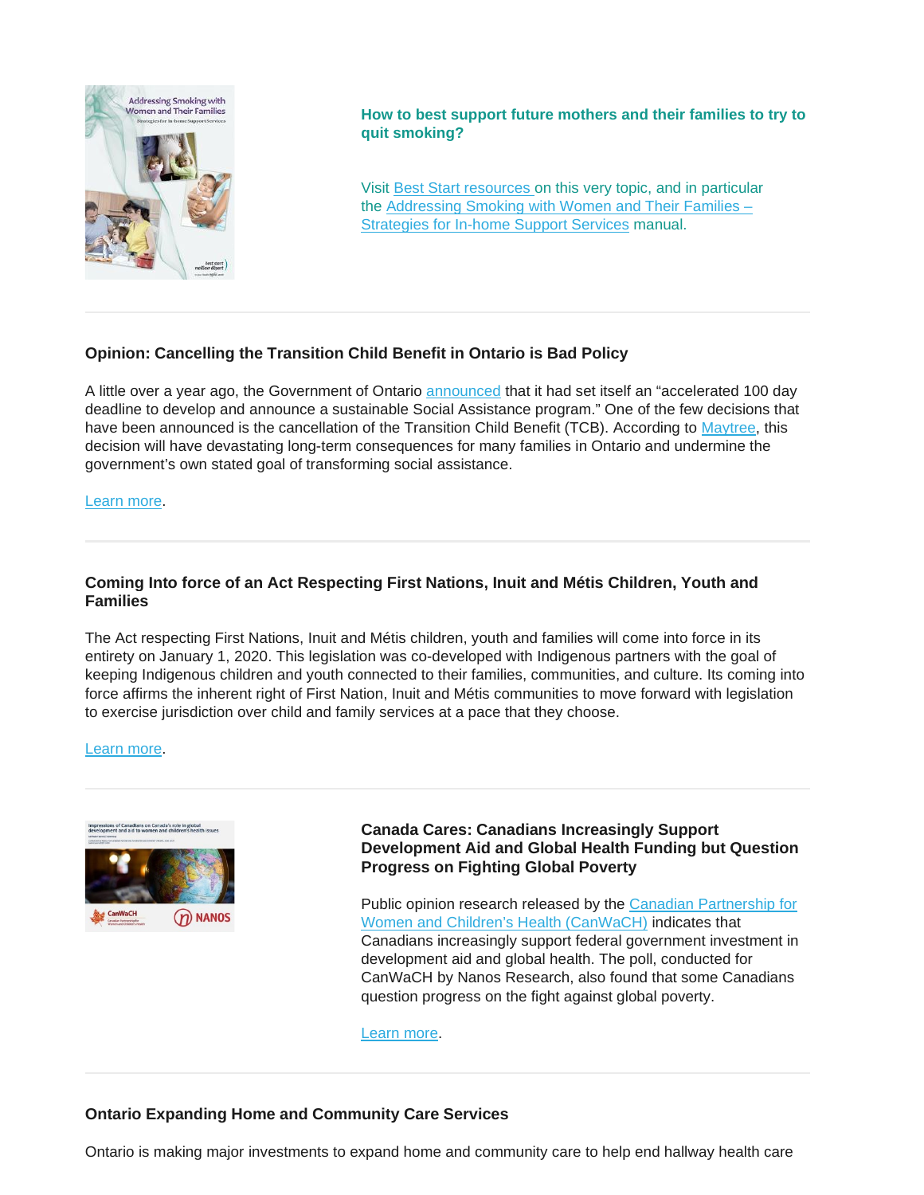**How to best support future mothers and their families to try to quit smoking?**

Visit Best Start resources on this very topic, and in particular the Addressing Smoking with Women and Their Families – Strategies for In-home Support Services manual.

---

**Opinion: Cancelling the Transition Child Benefit in Ontario is Bad Policy**

A little over a year ago, the Government of Ontario announced that it had set itself an “accelerated 100 day deadline to develop and announce a sustainable Social Assistance program.” One of the few decisions that have been announced is the cancellation of the Transition Child Benefit (TCB). According to Maytree, this decision will have devastating long-term consequences for many families in Ontario and undermine the government’s own stated goal of transforming social assistance.

Learn more.

---

**Coming Into force of an Act Respecting First Nations, Inuit and Métis Children, Youth and Families**

The Act respecting First Nations, Inuit and Métis children, youth and families will come into force in its entirety on January 1, 2020. This legislation was co-developed with Indigenous partners with the goal of keeping Indigenous children and youth connected to their families, communities, and culture. Its coming into force affirms the inherent right of First Nation, Inuit and Métis communities to move forward with legislation to exercise jurisdiction over child and family services at a pace that they choose.

Learn more.

---

**Canada Cares: Canadians Increasingly Support Development Aid and Global Health Funding but Question Progress on Fighting Global Poverty**

Public opinion research released by the Canadian Partnership for Women and Children’s Health (CanWaCH) indicates that Canadians increasingly support federal government investment in development aid and global health. The poll, conducted for CanWaCH by Nanos Research, also found that some Canadians question progress on the fight against global poverty.

Learn more.

---

**Ontario Expanding Home and Community Care Services**

Ontario is making major investments to expand home and community care to help end hallway health care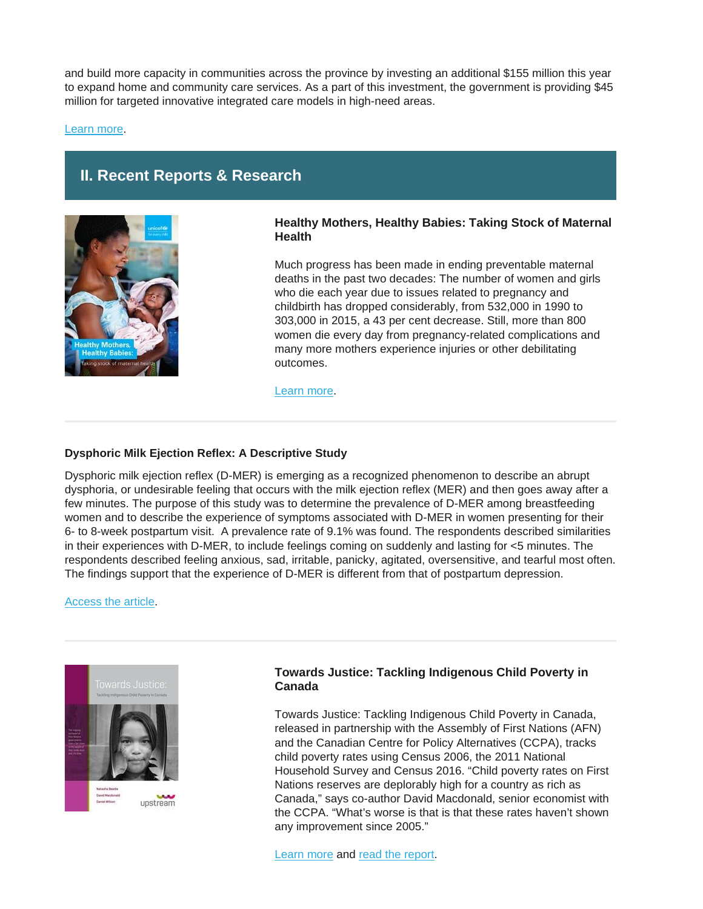and build more capacity in communities across the province by investing an additional $155 million this year to expand home and community care services. As a part of this investment, the government is providing $45 million for targeted innovative integrated care models in high-need areas.

Learn more.

## II. Recent Reports & Research

### Healthy Mothers, Healthy Babies: Taking Stock of Maternal Health

Much progress has been made in ending preventable maternal deaths in the past two decades: The number of women and girls who die each year due to issues related to pregnancy and childbirth has dropped considerably, from 532,000 in 1990 to 303,000 in 2015, a 43 per cent decrease. Still, more than 800 women die every day from pregnancy-related complications and many more mothers experience injuries or other debilitating outcomes.

Learn more.

---

### Dysphoric Milk Ejection Reflex: A Descriptive Study

Dysphoric milk ejection reflex (D-MER) is emerging as a recognized phenomenon to describe an abrupt dysphoria, or undesirable feeling that occurs with the milk ejection reflex (MER) and then goes away after a few minutes. The purpose of this study was to determine the prevalence of D-MER among breastfeeding women and to describe the experience of symptoms associated with D-MER in women presenting for their 6- to 8-week postpartum visit. A prevalence rate of 9.1% was found. The respondents described similarities in their experiences with D-MER, to include feelings coming on suddenly and lasting for <5 minutes. The respondents described feeling anxious, sad, irritable, panicky, agitated, oversensitive, and tearful most often. The findings support that the experience of D-MER is different from that of postpartum depression.

Access the article.

---

### Towards Justice: Tackling Indigenous Child Poverty in Canada

Towards Justice: Tackling Indigenous Child Poverty in Canada, released in partnership with the Assembly of First Nations (AFN) and the Canadian Centre for Policy Alternatives (CCPA), tracks child poverty rates using Census 2006, the 2011 National Household Survey and Census 2016. "Child poverty rates on First Nations reserves are deplorably high for a country as rich as Canada," says co-author David Macdonald, senior economist with the CCPA. "What's worse is that is that these rates haven't shown any improvement since 2005."

Learn more and read the report.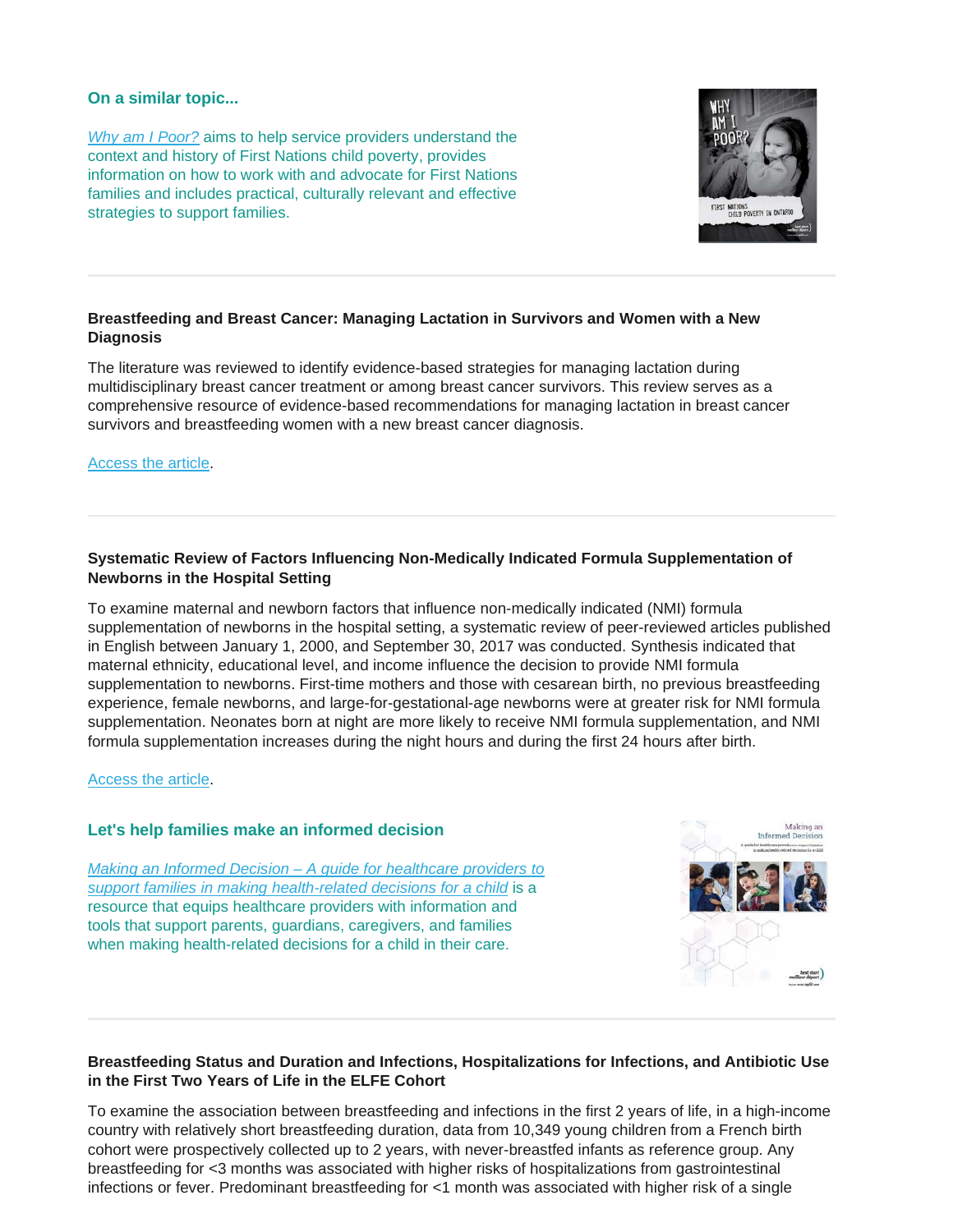### On a similar topic...

*Why am I Poor?* aims to help service providers understand the context and history of First Nations child poverty, provides information on how to work with and advocate for First Nations families and includes practical, culturally relevant and effective strategies to support families.

---

**Breastfeeding and Breast Cancer: Managing Lactation in Survivors and Women with a New Diagnosis**

The literature was reviewed to identify evidence-based strategies for managing lactation during multidisciplinary breast cancer treatment or among breast cancer survivors. This review serves as a comprehensive resource of evidence-based recommendations for managing lactation in breast cancer survivors and breastfeeding women with a new breast cancer diagnosis.

Access the article.

---

**Systematic Review of Factors Influencing Non-Medically Indicated Formula Supplementation of Newborns in the Hospital Setting**

To examine maternal and newborn factors that influence non-medically indicated (NMI) formula supplementation of newborns in the hospital setting, a systematic review of peer-reviewed articles published in English between January 1, 2000, and September 30, 2017 was conducted. Synthesis indicated that maternal ethnicity, educational level, and income influence the decision to provide NMI formula supplementation to newborns. First-time mothers and those with cesarean birth, no previous breastfeeding experience, female newborns, and large-for-gestational-age newborns were at greater risk for NMI formula supplementation. Neonates born at night are more likely to receive NMI formula supplementation, and NMI formula supplementation increases during the night hours and during the first 24 hours after birth.

Access the article.

### Let's help families make an informed decision

*Making an Informed Decision – A guide for healthcare providers to support families in making health-related decisions for a child* is a resource that equips healthcare providers with information and tools that support parents, guardians, caregivers, and families when making health-related decisions for a child in their care.

---

**Breastfeeding Status and Duration and Infections, Hospitalizations for Infections, and Antibiotic Use in the First Two Years of Life in the ELFE Cohort**

To examine the association between breastfeeding and infections in the first 2 years of life, in a high-income country with relatively short breastfeeding duration, data from 10,349 young children from a French birth cohort were prospectively collected up to 2 years, with never-breastfed infants as reference group. Any breastfeeding for <3 months was associated with higher risks of hospitalizations from gastrointestinal infections or fever. Predominant breastfeeding for <1 month was associated with higher risk of a single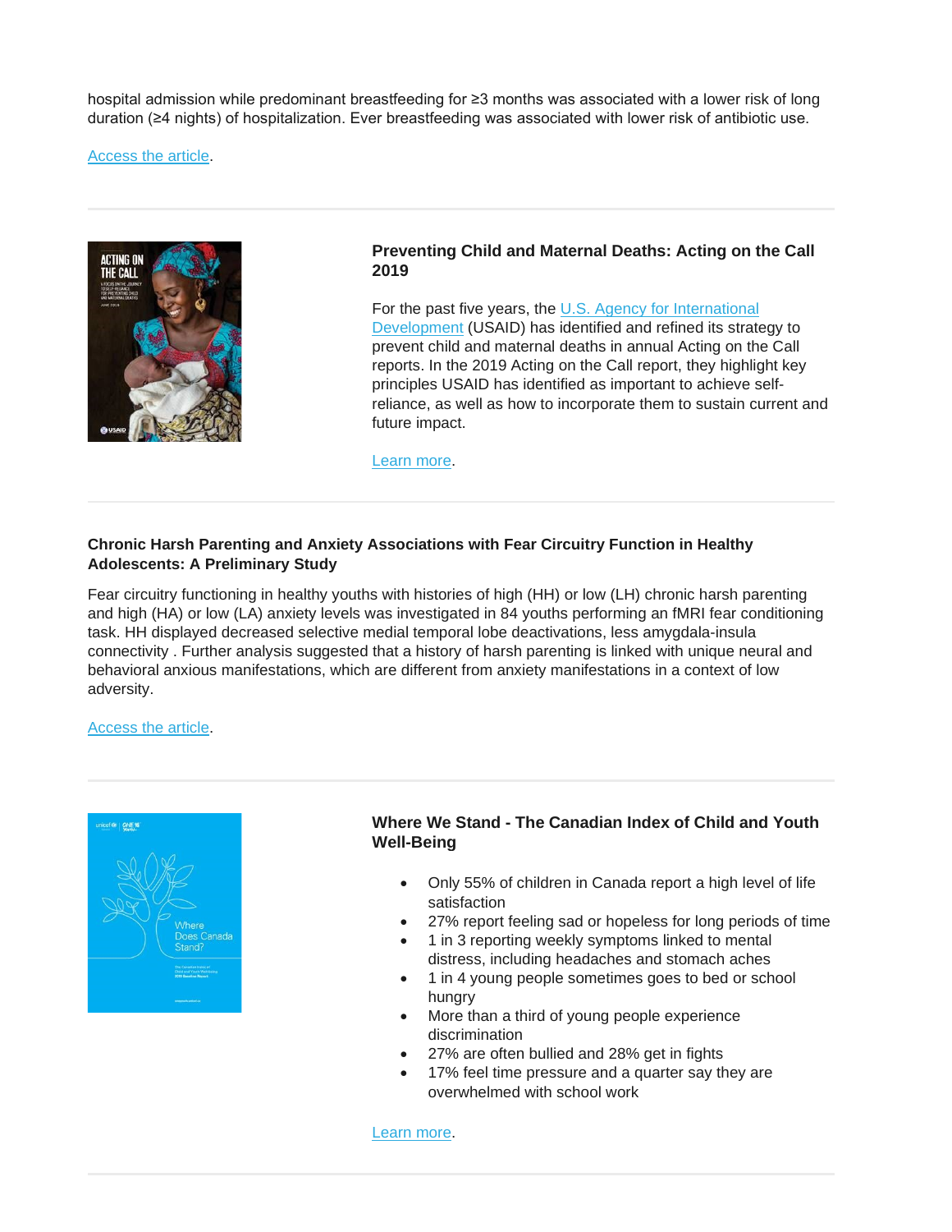hospital admission while predominant breastfeeding for ≥3 months was associated with a lower risk of long duration (≥4 nights) of hospitalization. Ever breastfeeding was associated with lower risk of antibiotic use.

Access the article.

---

### Preventing Child and Maternal Deaths: Acting on the Call 2019

For the past five years, the U.S. Agency for International Development (USAID) has identified and refined its strategy to prevent child and maternal deaths in annual Acting on the Call reports. In the 2019 Acting on the Call report, they highlight key principles USAID has identified as important to achieve self-reliance, as well as how to incorporate them to sustain current and future impact.

Learn more.

---

### Chronic Harsh Parenting and Anxiety Associations with Fear Circuitry Function in Healthy Adolescents: A Preliminary Study

Fear circuitry functioning in healthy youths with histories of high (HH) or low (LH) chronic harsh parenting and high (HA) or low (LA) anxiety levels was investigated in 84 youths performing an fMRI fear conditioning task. HH displayed decreased selective medial temporal lobe deactivations, less amygdala-insula connectivity . Further analysis suggested that a history of harsh parenting is linked with unique neural and behavioral anxious manifestations, which are different from anxiety manifestations in a context of low adversity.

Access the article.

---

### Where We Stand - The Canadian Index of Child and Youth Well-Being

- Only 55% of children in Canada report a high level of life satisfaction
- 27% report feeling sad or hopeless for long periods of time
- 1 in 3 reporting weekly symptoms linked to mental distress, including headaches and stomach aches
- 1 in 4 young people sometimes goes to bed or school hungry
- More than a third of young people experience discrimination
- 27% are often bullied and 28% get in fights
- 17% feel time pressure and a quarter say they are overwhelmed with school work

Learn more.

---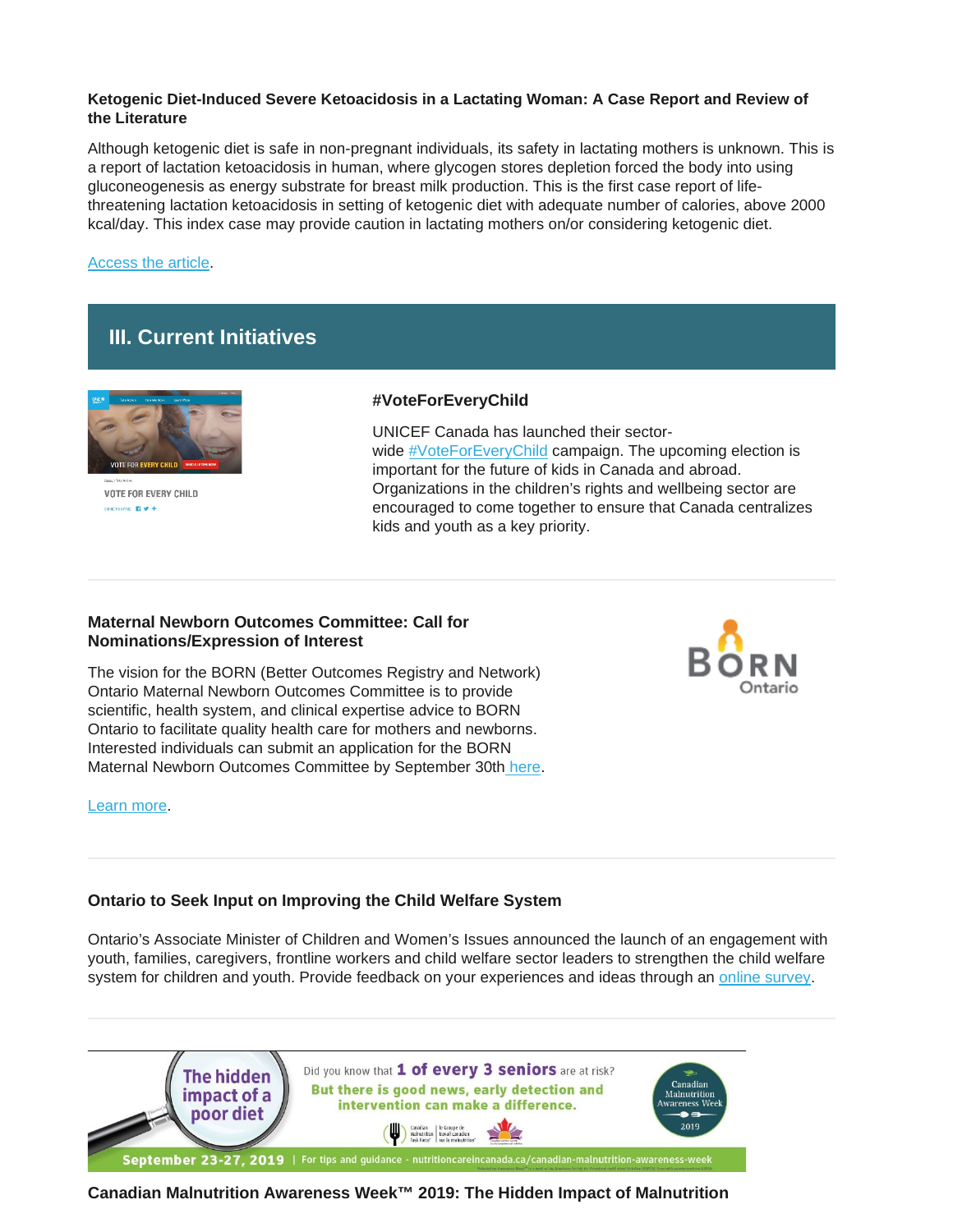**Ketogenic Diet-Induced Severe Ketoacidosis in a Lactating Woman: A Case Report and Review of the Literature**

Although ketogenic diet is safe in non-pregnant individuals, its safety in lactating mothers is unknown. This is a report of lactation ketoacidosis in human, where glycogen stores depletion forced the body into using gluconeogenesis as energy substrate for breast milk production. This is the first case report of life-threatening lactation ketoacidosis in setting of ketogenic diet with adequate number of calories, above 2000 kcal/day. This index case may provide caution in lactating mothers on/or considering ketogenic diet.

Access the article.

## III. Current Initiatives

### #VoteForEveryChild

UNICEF Canada has launched their sector-wide #VoteForEveryChild campaign. The upcoming election is important for the future of kids in Canada and abroad. Organizations in the children's rights and wellbeing sector are encouraged to come together to ensure that Canada centralizes kids and youth as a key priority.

### Maternal Newborn Outcomes Committee: Call for Nominations/Expression of Interest

The vision for the BORN (Better Outcomes Registry and Network) Ontario Maternal Newborn Outcomes Committee is to provide scientific, health system, and clinical expertise advice to BORN Ontario to facilitate quality health care for mothers and newborns. Interested individuals can submit an application for the BORN Maternal Newborn Outcomes Committee by September 30th here.

Learn more.

### Ontario to Seek Input on Improving the Child Welfare System

Ontario's Associate Minister of Children and Women's Issues announced the launch of an engagement with youth, families, caregivers, frontline workers and child welfare sector leaders to strengthen the child welfare system for children and youth. Provide feedback on your experiences and ideas through an online survey.

### Canadian Malnutrition Awareness Week™ 2019: The Hidden Impact of Malnutrition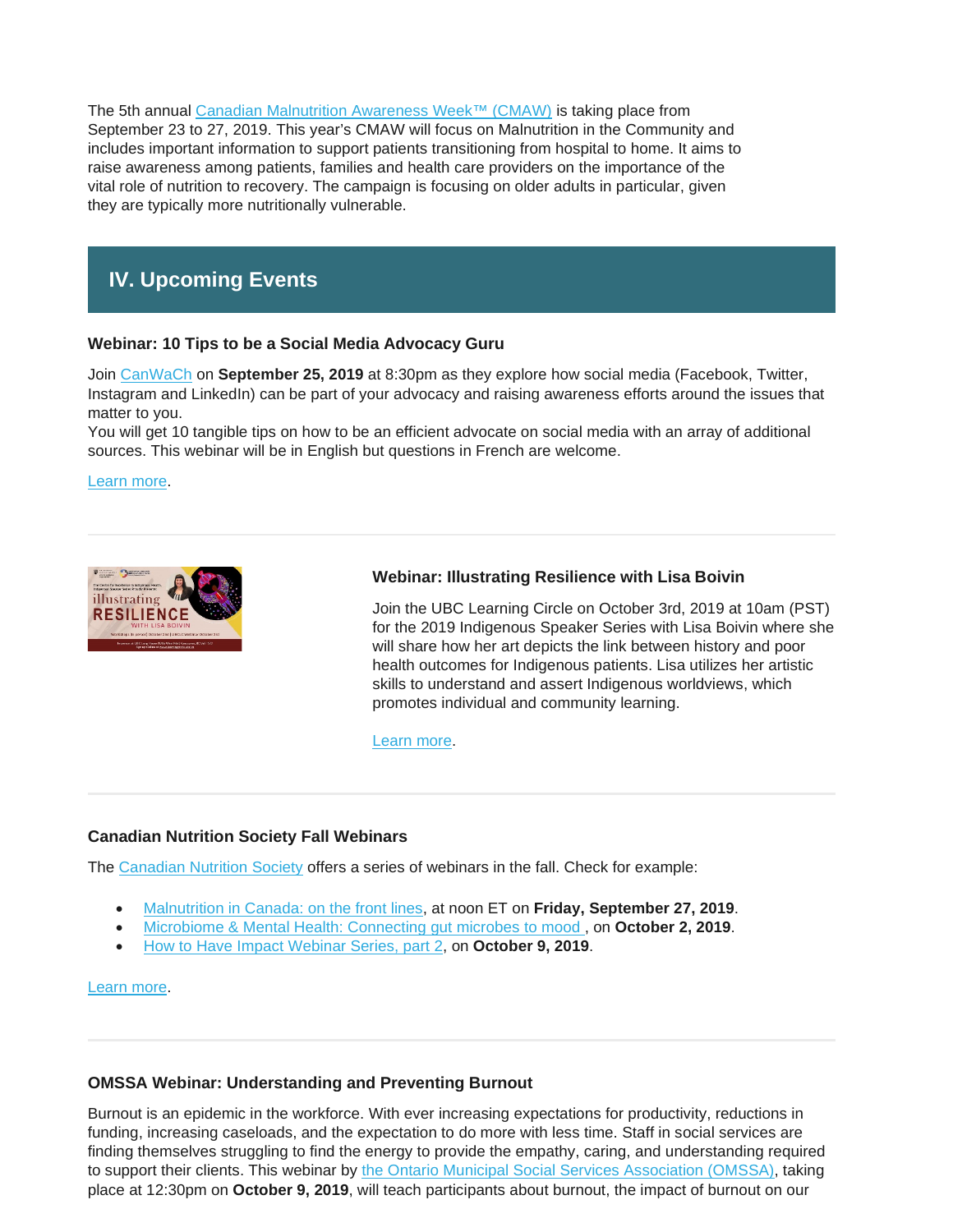The 5th annual Canadian Malnutrition Awareness Week™ (CMAW) is taking place from September 23 to 27, 2019. This year's CMAW will focus on Malnutrition in the Community and includes important information to support patients transitioning from hospital to home. It aims to raise awareness among patients, families and health care providers on the importance of the vital role of nutrition to recovery. The campaign is focusing on older adults in particular, given they are typically more nutritionally vulnerable.

## IV. Upcoming Events

### Webinar: 10 Tips to be a Social Media Advocacy Guru

Join CanWaCh on **September 25, 2019** at 8:30pm as they explore how social media (Facebook, Twitter, Instagram and LinkedIn) can be part of your advocacy and raising awareness efforts around the issues that matter to you.
You will get 10 tangible tips on how to be an efficient advocate on social media with an array of additional sources. This webinar will be in English but questions in French are welcome.

Learn more.

---

### Webinar: Illustrating Resilience with Lisa Boivin

Join the UBC Learning Circle on October 3rd, 2019 at 10am (PST) for the 2019 Indigenous Speaker Series with Lisa Boivin where she will share how her art depicts the link between history and poor health outcomes for Indigenous patients. Lisa utilizes her artistic skills to understand and assert Indigenous worldviews, which promotes individual and community learning.

Learn more.

---

### Canadian Nutrition Society Fall Webinars

The Canadian Nutrition Society offers a series of webinars in the fall. Check for example:

- Malnutrition in Canada: on the front lines, at noon ET on **Friday, September 27, 2019**.
- Microbiome & Mental Health: Connecting gut microbes to mood , on **October 2, 2019**.
- How to Have Impact Webinar Series, part 2, on **October 9, 2019**.

Learn more.

---

### OMSSA Webinar: Understanding and Preventing Burnout

Burnout is an epidemic in the workforce. With ever increasing expectations for productivity, reductions in funding, increasing caseloads, and the expectation to do more with less time. Staff in social services are finding themselves struggling to find the energy to provide the empathy, caring, and understanding required to support their clients. This webinar by the Ontario Municipal Social Services Association (OMSSA), taking place at 12:30pm on **October 9, 2019**, will teach participants about burnout, the impact of burnout on our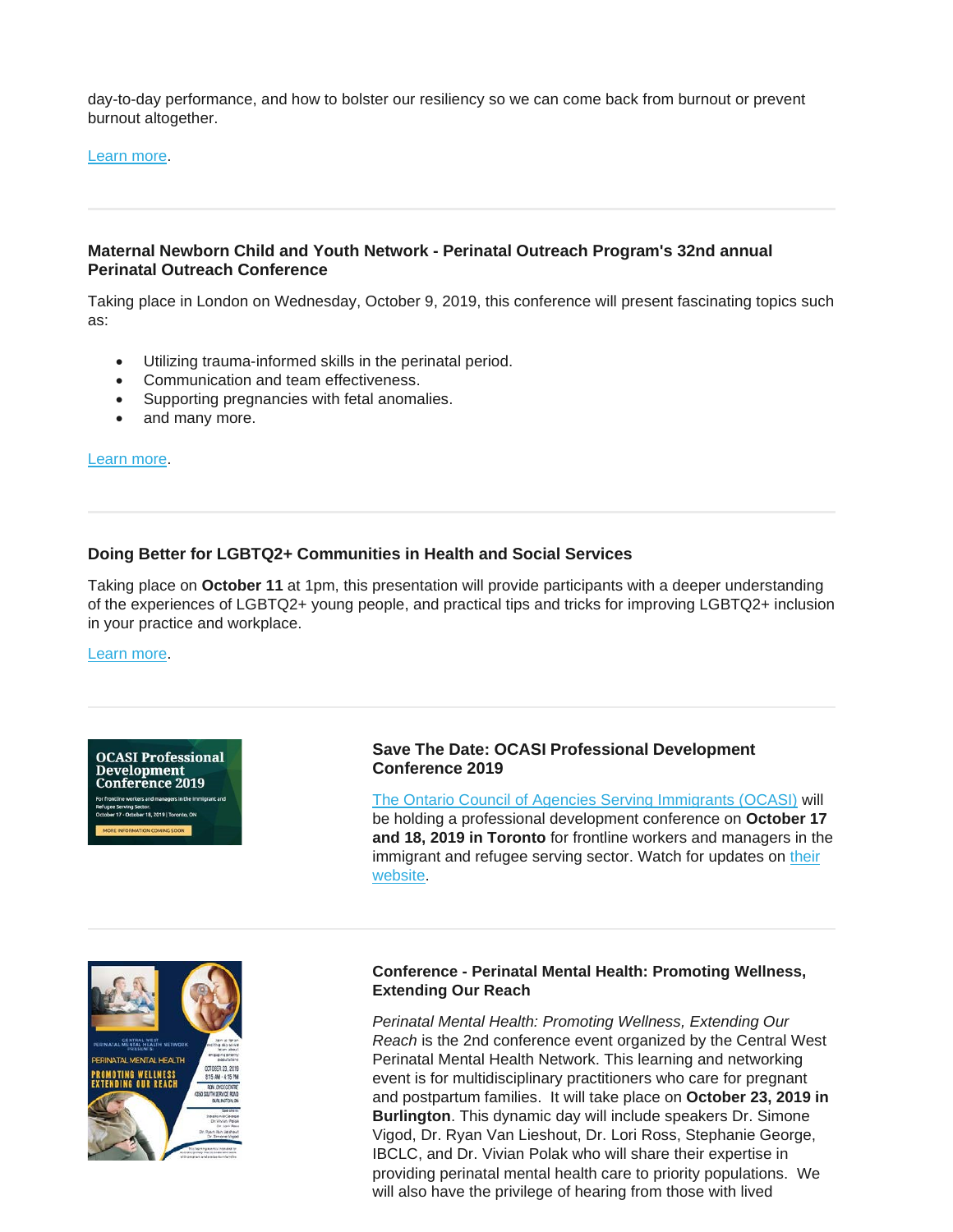day-to-day performance, and how to bolster our resiliency so we can come back from burnout or prevent burnout altogether.

Learn more.

---

**Maternal Newborn Child and Youth Network - Perinatal Outreach Program's 32nd annual Perinatal Outreach Conference**

Taking place in London on Wednesday, October 9, 2019, this conference will present fascinating topics such as:

- Utilizing trauma-informed skills in the perinatal period.
- Communication and team effectiveness.
- Supporting pregnancies with fetal anomalies.
- and many more.

Learn more.

---

**Doing Better for LGBTQ2+ Communities in Health and Social Services**

Taking place on **October 11** at 1pm, this presentation will provide participants with a deeper understanding of the experiences of LGBTQ2+ young people, and practical tips and tricks for improving LGBTQ2+ inclusion in your practice and workplace.

Learn more.

---

**Save The Date: OCASI Professional Development Conference 2019**

The Ontario Council of Agencies Serving Immigrants (OCASI) will be holding a professional development conference on **October 17 and 18, 2019 in Toronto** for frontline workers and managers in the immigrant and refugee serving sector. Watch for updates on their website.

---

**Conference - Perinatal Mental Health: Promoting Wellness, Extending Our Reach**

*Perinatal Mental Health: Promoting Wellness, Extending Our Reach* is the 2nd conference event organized by the Central West Perinatal Mental Health Network. This learning and networking event is for multidisciplinary practitioners who care for pregnant and postpartum families. It will take place on **October 23, 2019 in Burlington**. This dynamic day will include speakers Dr. Simone Vigod, Dr. Ryan Van Lieshout, Dr. Lori Ross, Stephanie George, IBCLC, and Dr. Vivian Polak who will share their expertise in providing perinatal mental health care to priority populations. We will also have the privilege of hearing from those with lived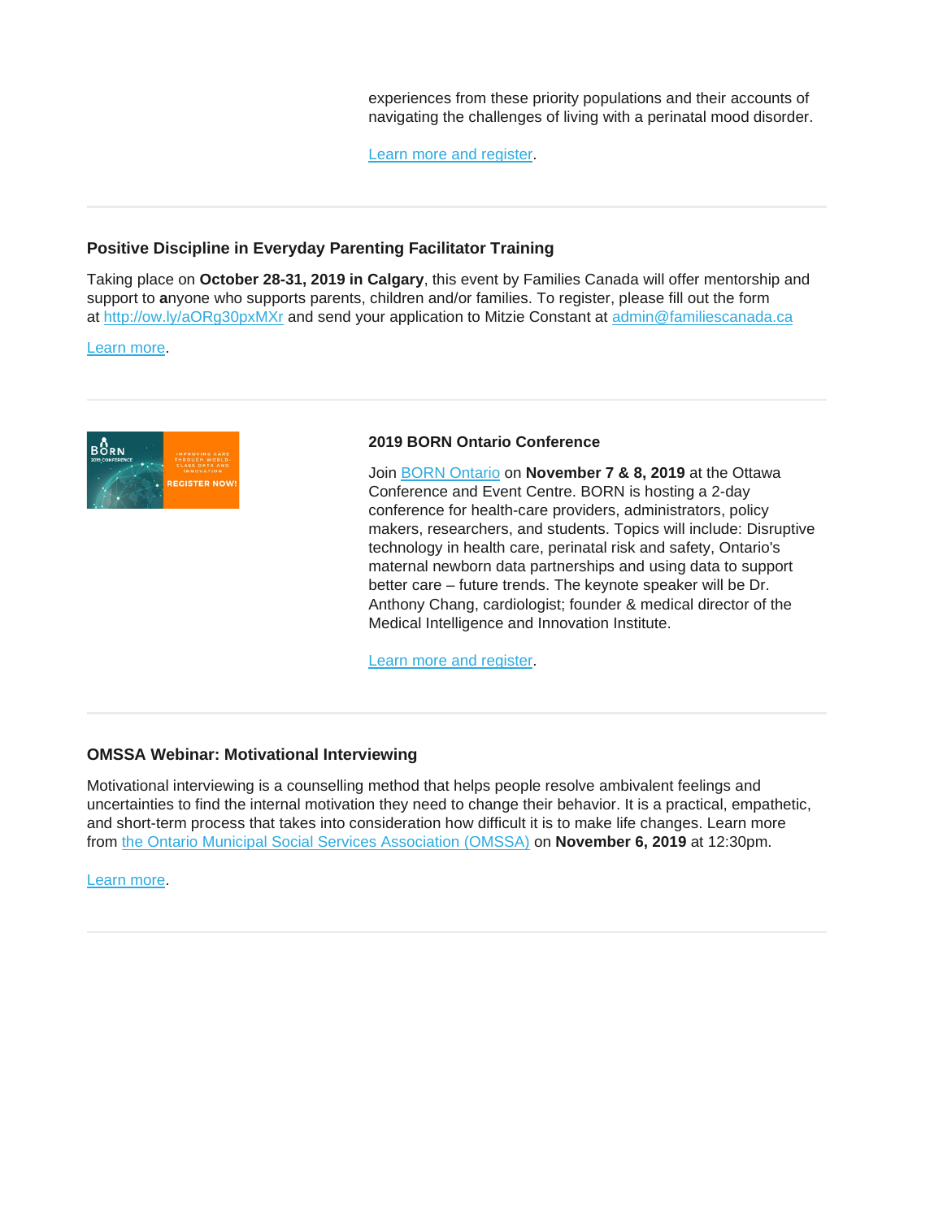experiences from these priority populations and their accounts of navigating the challenges of living with a perinatal mood disorder.

[Learn more and register](#).

---

### Positive Discipline in Everyday Parenting Facilitator Training

Taking place on **October 28-31, 2019 in Calgary**, this event by Families Canada will offer mentorship and support to **a**nyone who supports parents, children and/or families. To register, please fill out the form at http://ow.ly/aORg30pxMXr and send your application to Mitzie Constant at admin@familiescanada.ca

[Learn more](#).

---

### 2019 BORN Ontario Conference

Join BORN Ontario on **November 7 & 8, 2019** at the Ottawa Conference and Event Centre. BORN is hosting a 2-day conference for health-care providers, administrators, policy makers, researchers, and students. Topics will include: Disruptive technology in health care, perinatal risk and safety, Ontario's maternal newborn data partnerships and using data to support better care – future trends. The keynote speaker will be Dr. Anthony Chang, cardiologist; founder & medical director of the Medical Intelligence and Innovation Institute.

[Learn more and register](#).

---

### OMSSA Webinar: Motivational Interviewing

Motivational interviewing is a counselling method that helps people resolve ambivalent feelings and uncertainties to find the internal motivation they need to change their behavior. It is a practical, empathetic, and short-term process that takes into consideration how difficult it is to make life changes. Learn more from the Ontario Municipal Social Services Association (OMSSA) on **November 6, 2019** at 12:30pm.

[Learn more](#).

---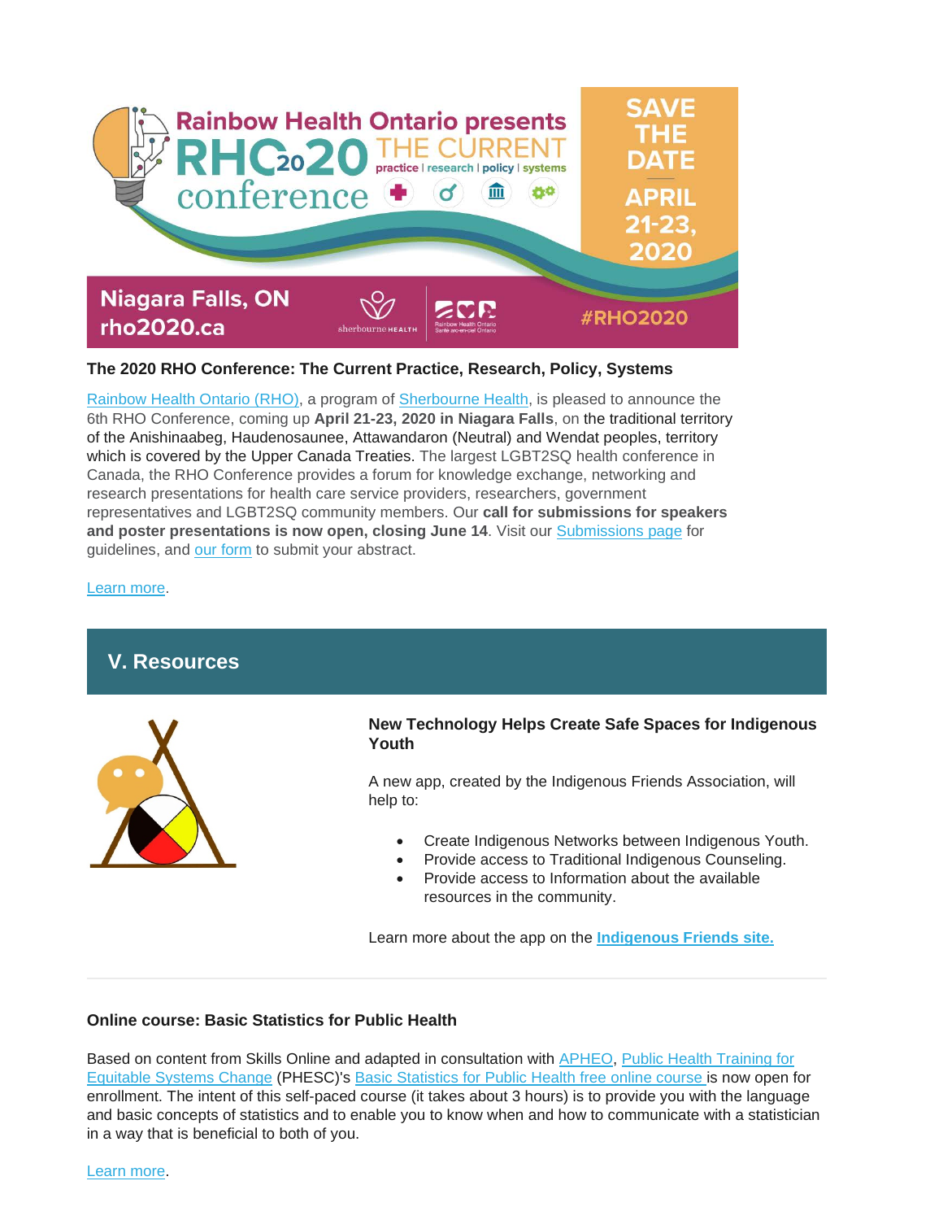**The 2020 RHO Conference: The Current Practice, Research, Policy, Systems**

Rainbow Health Ontario (RHO), a program of Sherbourne Health, is pleased to announce the 6th RHO Conference, coming up **April 21-23, 2020 in Niagara Falls**, on the traditional territory of the Anishinaabeg, Haudenosaunee, Attawandaron (Neutral) and Wendat peoples, territory which is covered by the Upper Canada Treaties. The largest LGBT2SQ health conference in Canada, the RHO Conference provides a forum for knowledge exchange, networking and research presentations for health care service providers, researchers, government representatives and LGBT2SQ community members. Our **call for submissions for speakers and poster presentations is now open, closing June 14**. Visit our Submissions page for guidelines, and our form to submit your abstract.

Learn more.

## V. Resources

**New Technology Helps Create Safe Spaces for Indigenous Youth**

A new app, created by the Indigenous Friends Association, will help to:

- Create Indigenous Networks between Indigenous Youth.
- Provide access to Traditional Indigenous Counseling.
- Provide access to Information about the available resources in the community.

Learn more about the app on the **Indigenous Friends site.**

**Online course: Basic Statistics for Public Health**

Based on content from Skills Online and adapted in consultation with APHEO, Public Health Training for Equitable Systems Change (PHESC)'s Basic Statistics for Public Health free online course is now open for enrollment. The intent of this self-paced course (it takes about 3 hours) is to provide you with the language and basic concepts of statistics and to enable you to know when and how to communicate with a statistician in a way that is beneficial to both of you.

Learn more.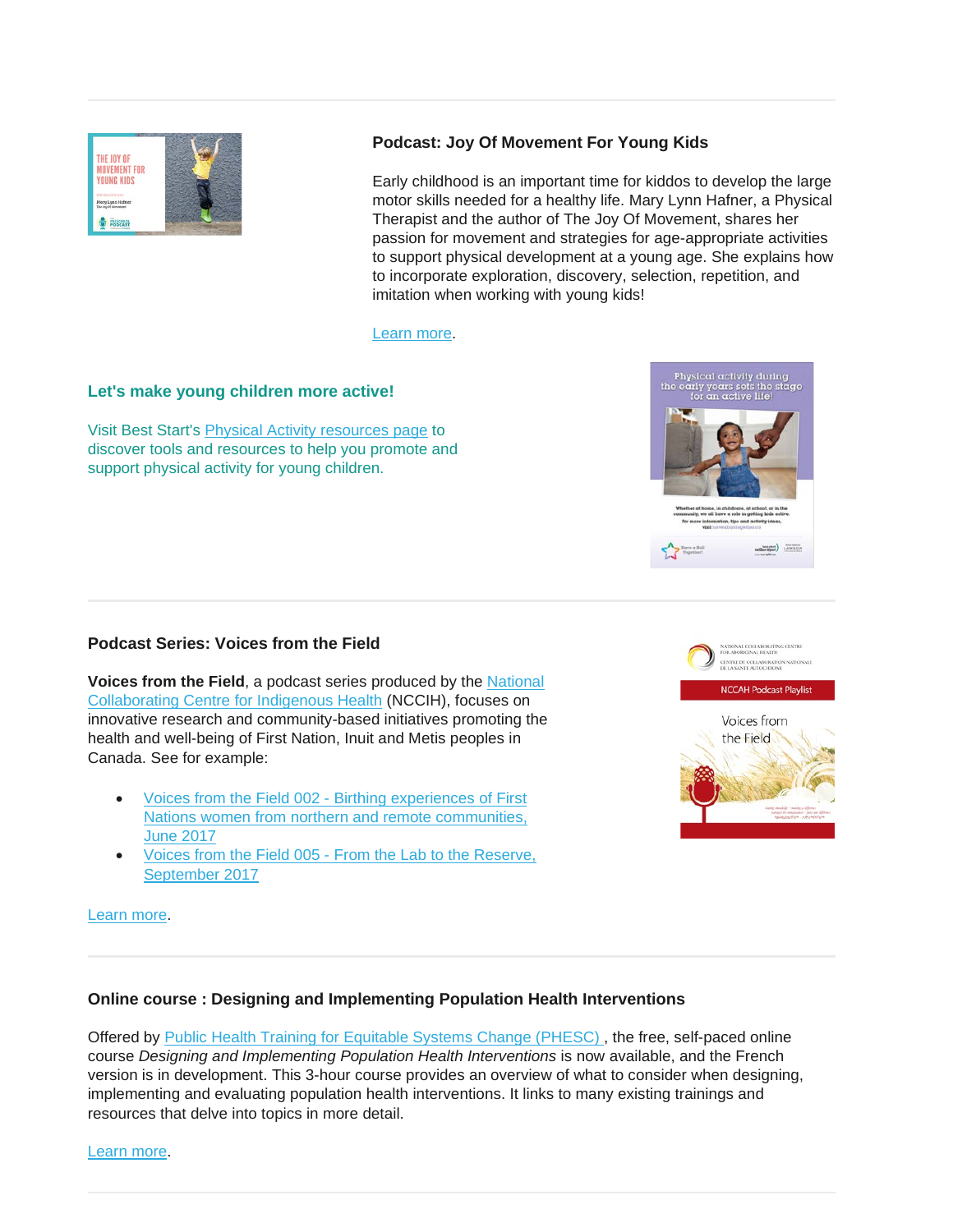### Podcast: Joy Of Movement For Young Kids

Early childhood is an important time for kiddos to develop the large motor skills needed for a healthy life. Mary Lynn Hafner, a Physical Therapist and the author of The Joy Of Movement, shares her passion for movement and strategies for age-appropriate activities to support physical development at a young age. She explains how to incorporate exploration, discovery, selection, repetition, and imitation when working with young kids!

Learn more.

### Let's make young children more active!

Visit Best Start's Physical Activity resources page to discover tools and resources to help you promote and support physical activity for young children.

---

### Podcast Series: Voices from the Field

**Voices from the Field**, a podcast series produced by the National Collaborating Centre for Indigenous Health (NCCIH), focuses on innovative research and community-based initiatives promoting the health and well-being of First Nation, Inuit and Metis peoples in Canada. See for example:

- Voices from the Field 002 - Birthing experiences of First Nations women from northern and remote communities, June 2017
- Voices from the Field 005 - From the Lab to the Reserve, September 2017

Learn more.

---

### Online course : Designing and Implementing Population Health Interventions

Offered by Public Health Training for Equitable Systems Change (PHESC) , the free, self-paced online course *Designing and Implementing Population Health Interventions* is now available, and the French version is in development. This 3-hour course provides an overview of what to consider when designing, implementing and evaluating population health interventions. It links to many existing trainings and resources that delve into topics in more detail.

Learn more.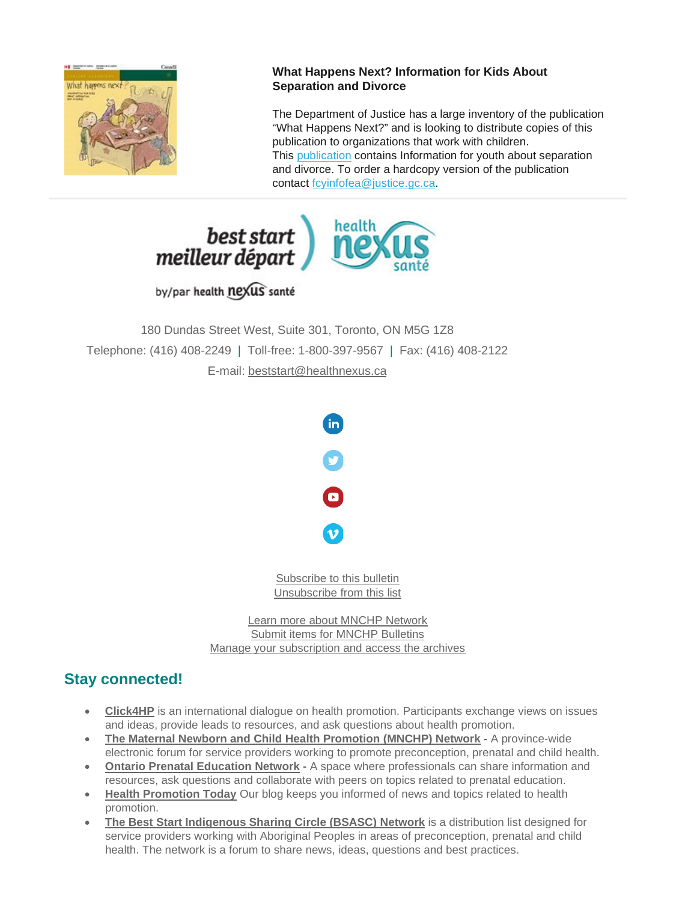**What Happens Next? Information for Kids About Separation and Divorce**

The Department of Justice has a large inventory of the publication "What Happens Next?" and is looking to distribute copies of this publication to organizations that work with children. This publication contains Information for youth about separation and divorce. To order a hardcopy version of the publication contact fcyinfofea@justice.gc.ca.

---

best start meilleur départ by/par health nexus santé

180 Dundas Street West, Suite 301, Toronto, ON M5G 1Z8

Telephone: (416) 408-2249 | Toll-free: 1-800-397-9567 | Fax: (416) 408-2122

E-mail: beststart@healthnexus.ca

Subscribe to this bulletin
Unsubscribe from this list

Learn more about MNCHP Network
Submit items for MNCHP Bulletins
Manage your subscription and access the archives

## Stay connected!

- **Click4HP** is an international dialogue on health promotion. Participants exchange views on issues and ideas, provide leads to resources, and ask questions about health promotion.
- **The Maternal Newborn and Child Health Promotion (MNCHP) Network -** A province-wide electronic forum for service providers working to promote preconception, prenatal and child health.
- **Ontario Prenatal Education Network -** A space where professionals can share information and resources, ask questions and collaborate with peers on topics related to prenatal education.
- **Health Promotion Today** Our blog keeps you informed of news and topics related to health promotion.
- **The Best Start Indigenous Sharing Circle (BSASC) Network** is a distribution list designed for service providers working with Aboriginal Peoples in areas of preconception, prenatal and child health. The network is a forum to share news, ideas, questions and best practices.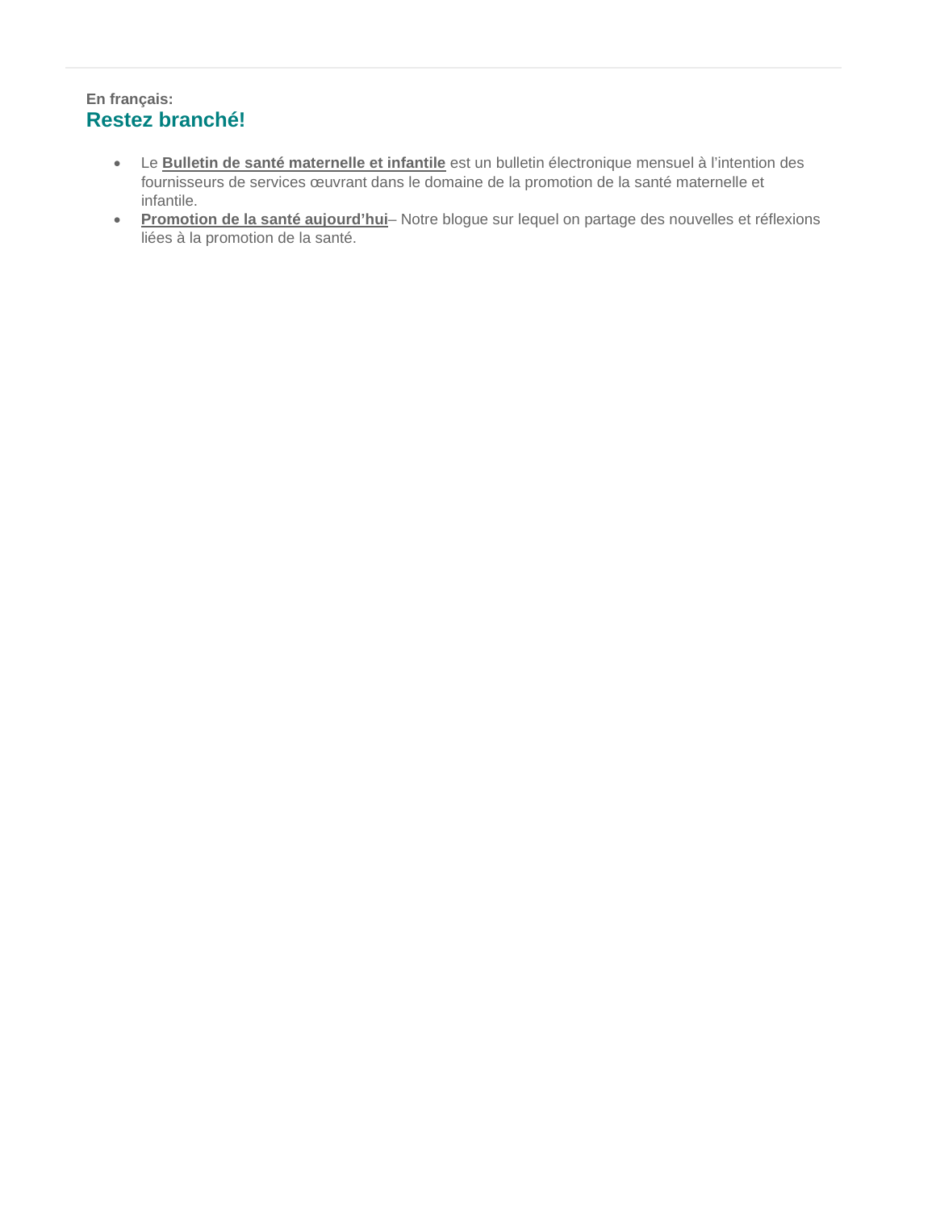**En français:**

## Restez branché!

- Le **Bulletin de santé maternelle et infantile** est un bulletin électronique mensuel à l’intention des fournisseurs de services œuvrant dans le domaine de la promotion de la santé maternelle et infantile.
- **Promotion de la santé aujourd’hui**– Notre blogue sur lequel on partage des nouvelles et réflexions liées à la promotion de la santé.